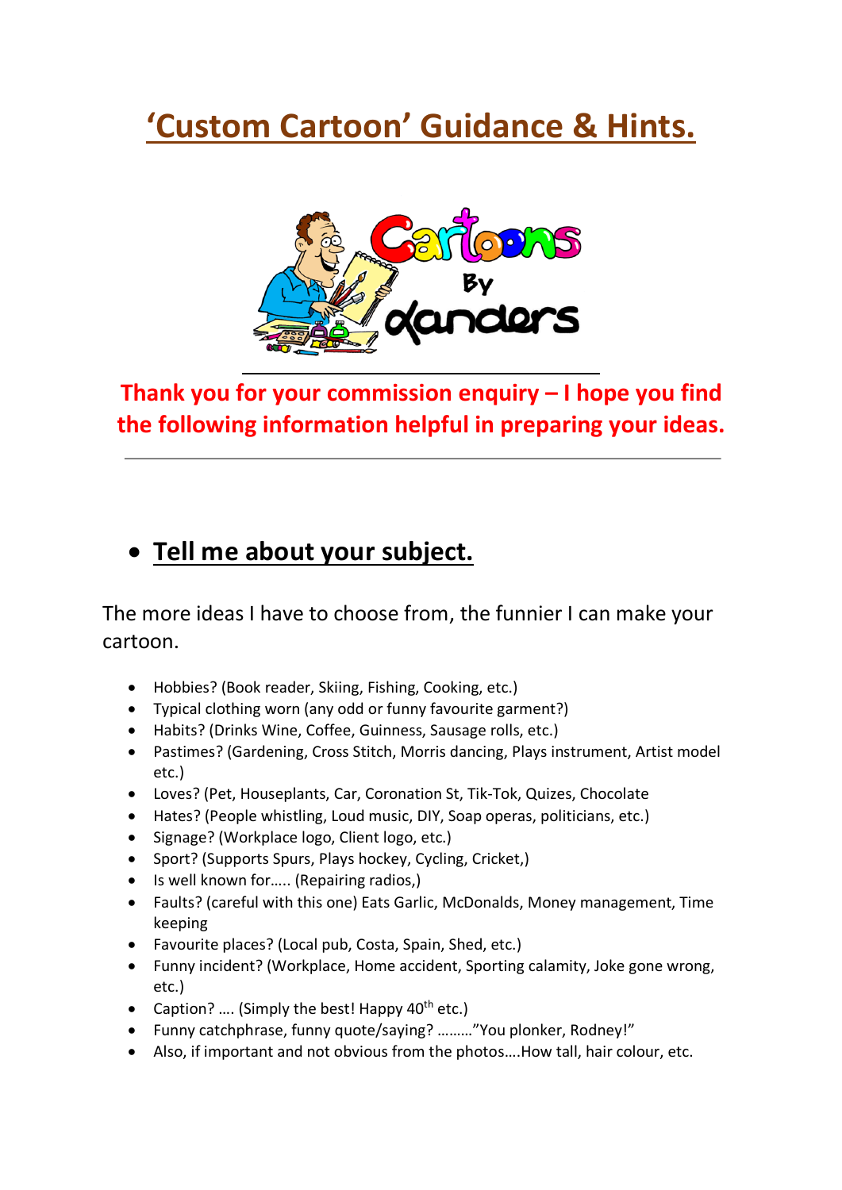# 'Custom Cartoon' Guidance & Hints.

**Thank you for your commission enquiry – I hope you find the following information helpful in preparing your ideas.**

---

## Tell me about your subject.

The more ideas I have to choose from, the funnier I can make your cartoon.

- Hobbies? (Book reader, Skiing, Fishing, Cooking, etc.)
- Typical clothing worn (any odd or funny favourite garment?)
- Habits? (Drinks Wine, Coffee, Guinness, Sausage rolls, etc.)
- Pastimes? (Gardening, Cross Stitch, Morris dancing, Plays instrument, Artist model etc.)
- Loves? (Pet, Houseplants, Car, Coronation St, Tik-Tok, Quizes, Chocolate
- Hates? (People whistling, Loud music, DIY, Soap operas, politicians, etc.)
- Signage? (Workplace logo, Client logo, etc.)
- Sport? (Supports Spurs, Plays hockey, Cycling, Cricket,)
- Is well known for….. (Repairing radios,)
- Faults? (careful with this one) Eats Garlic, McDonalds, Money management, Time keeping
- Favourite places? (Local pub, Costa, Spain, Shed, etc.)
- Funny incident? (Workplace, Home accident, Sporting calamity, Joke gone wrong, etc.)
- Caption? …. (Simply the best! Happy 40th etc.)
- Funny catchphrase, funny quote/saying? ………"You plonker, Rodney!"
- Also, if important and not obvious from the photos….How tall, hair colour, etc.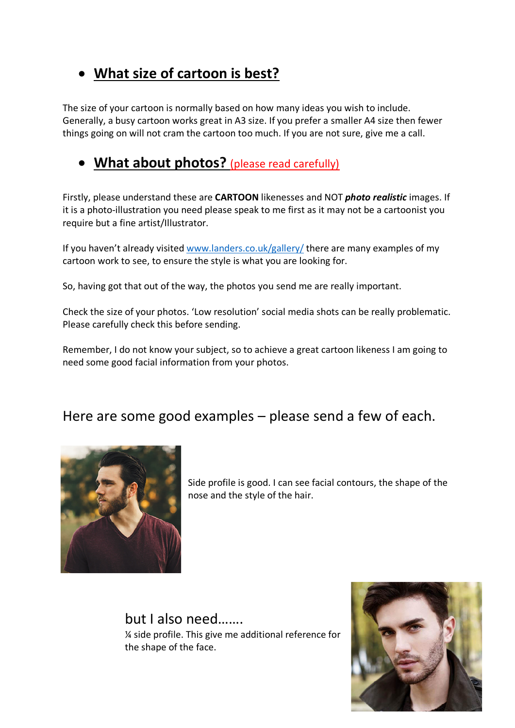- ## **What size of cartoon is best?**

The size of your cartoon is normally based on how many ideas you wish to include. Generally, a busy cartoon works great in A3 size. If you prefer a smaller A4 size then fewer things going on will not cram the cartoon too much. If you are not sure, give me a call.

- ## **What about photos?** (please read carefully)

Firstly, please understand these are **CARTOON** likenesses and NOT ***photo realistic*** images. If it is a photo-illustration you need please speak to me first as it may not be a cartoonist you require but a fine artist/Illustrator.

If you haven't already visited [www.landers.co.uk/gallery/](http://www.landers.co.uk/gallery/) there are many examples of my cartoon work to see, to ensure the style is what you are looking for.

So, having got that out of the way, the photos you send me are really important.

Check the size of your photos. 'Low resolution' social media shots can be really problematic. Please carefully check this before sending.

Remember, I do not know your subject, so to achieve a great cartoon likeness I am going to need some good facial information from your photos.

### Here are some good examples – please send a few of each.

Side profile is good. I can see facial contours, the shape of the nose and the style of the hair.

but I also need…….

¼ side profile. This give me additional reference for the shape of the face.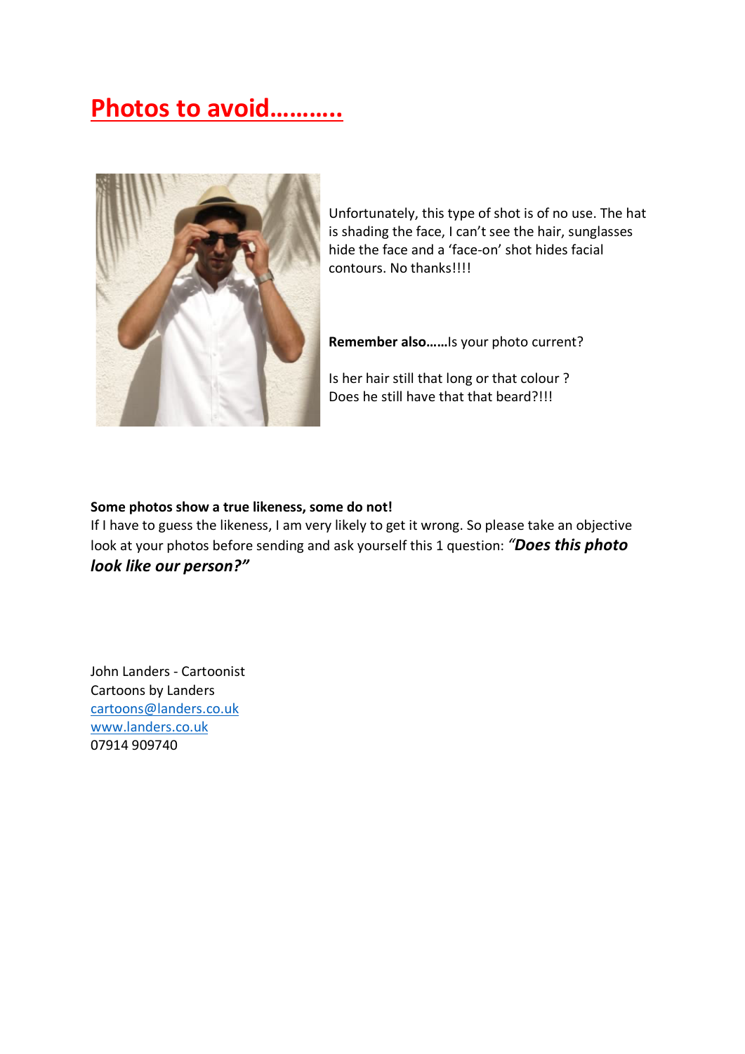# Photos to avoid……….

Unfortunately, this type of shot is of no use. The hat is shading the face, I can't see the hair, sunglasses hide the face and a 'face-on' shot hides facial contours. No thanks!!!!

**Remember also……**Is your photo current?

Is her hair still that long or that colour ?
Does he still have that that beard?!!!

**Some photos show a true likeness, some do not!**
If I have to guess the likeness, I am very likely to get it wrong. So please take an objective look at your photos before sending and ask yourself this 1 question: ***"Does this photo look like our person?"***

John Landers - Cartoonist
Cartoons by Landers
cartoons@landers.co.uk
www.landers.co.uk
07914 909740